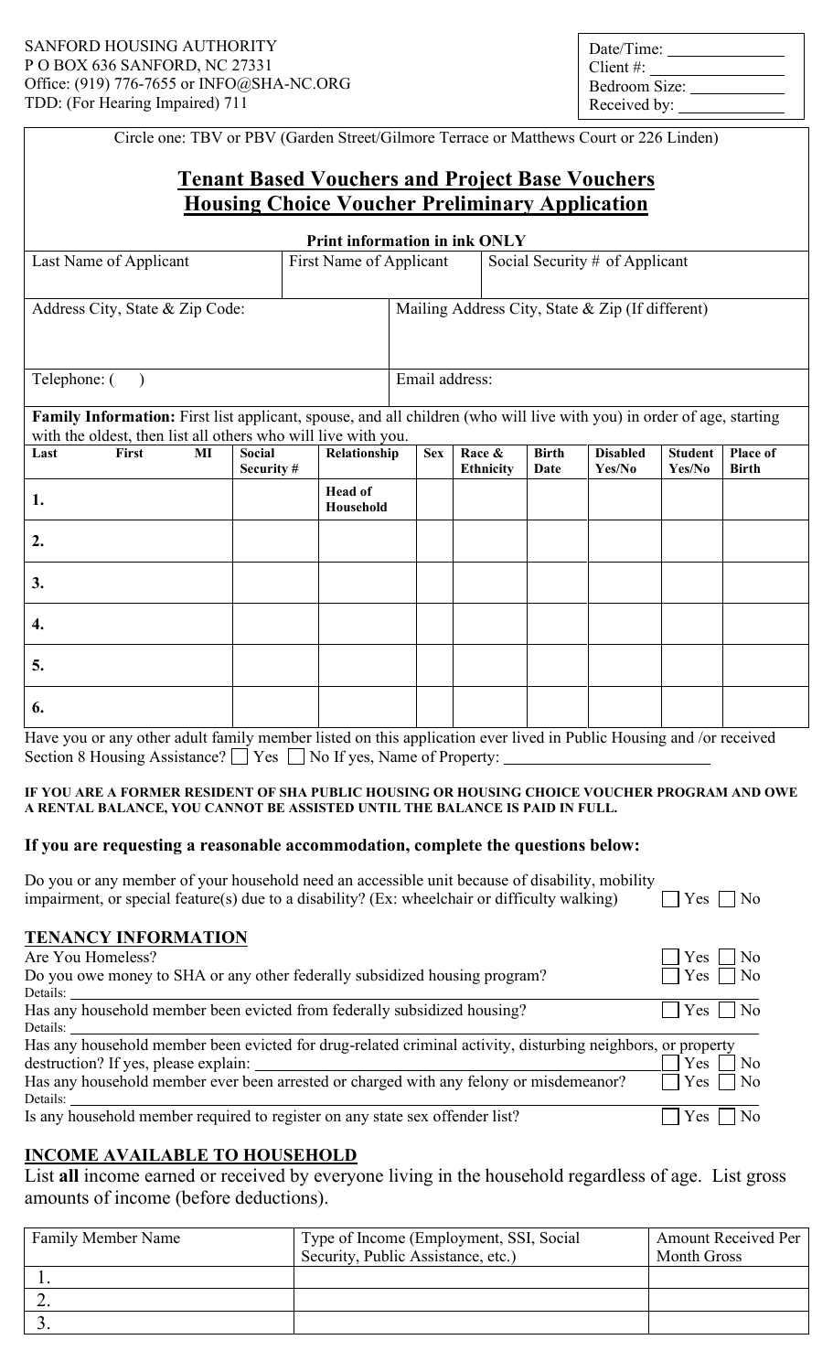SANFORD HOUSING AUTHORITY
P O BOX 636 SANFORD, NC 27331
Office: (919) 776-7655 or INFO@SHA-NC.ORG
TDD: (For Hearing Impaired) 711

Date/Time: ____________
Client #: ____________
Bedroom Size: ____________
Received by: ____________

Circle one: TBV or PBV (Garden Street/Gilmore Terrace or Matthews Court or 226 Linden)

# Tenant Based Vouchers and Project Base Vouchers Housing Choice Voucher Preliminary Application

**Print information in ink ONLY**

| Last Name of Applicant | First Name of Applicant | Social Security # of Applicant |
|---|---|---|
| | | |

| Address City, State & Zip Code: | Mailing Address City, State & Zip (If different) |
|---|---|
| | |
| Telephone: (   ) | Email address: |

**Family Information:** First list applicant, spouse, and all children (who will live with you) in order of age, starting with the oldest, then list all others who will live with you.

| Last First MI | Social Security # | Relationship | Sex | Race & Ethnicity | Birth Date | Disabled Yes/No | Student Yes/No | Place of Birth |
|---|---|---|---|---|---|---|---|---|
| 1. | | Head of Household | | | | | | |
| 2. | | | | | | | | |
| 3. | | | | | | | | |
| 4. | | | | | | | | |
| 5. | | | | | | | | |
| 6. | | | | | | | | |

Have you or any other adult family member listed on this application ever lived in Public Housing and /or received Section 8 Housing Assistance? ☐ Yes ☐ No If yes, Name of Property: ____________

**IF YOU ARE A FORMER RESIDENT OF SHA PUBLIC HOUSING OR HOUSING CHOICE VOUCHER PROGRAM AND OWE A RENTAL BALANCE, YOU CANNOT BE ASSISTED UNTIL THE BALANCE IS PAID IN FULL.**

### If you are requesting a reasonable accommodation, complete the questions below:

Do you or any member of your household need an accessible unit because of disability, mobility impairment, or special feature(s) due to a disability? (Ex: wheelchair or difficulty walking) ☐ Yes ☐ No

## TENANCY INFORMATION

Are You Homeless? ☐ Yes ☐ No

Do you owe money to SHA or any other federally subsidized housing program? ☐ Yes ☐ No
Details: ____________

Has any household member been evicted from federally subsidized housing? ☐ Yes ☐ No
Details: ____________

Has any household member been evicted for drug-related criminal activity, disturbing neighbors, or property destruction? If yes, please explain: ____________ ☐ Yes ☐ No

Has any household member ever been arrested or charged with any felony or misdemeanor? ☐ Yes ☐ No
Details: ____________

Is any household member required to register on any state sex offender list? ☐ Yes ☐ No

## INCOME AVAILABLE TO HOUSEHOLD

List **all** income earned or received by everyone living in the household regardless of age. List gross amounts of income (before deductions).

| Family Member Name | Type of Income (Employment, SSI, Social Security, Public Assistance, etc.) | Amount Received Per Month Gross |
|---|---|---|
| 1. | | |
| 2. | | |
| 3. | | |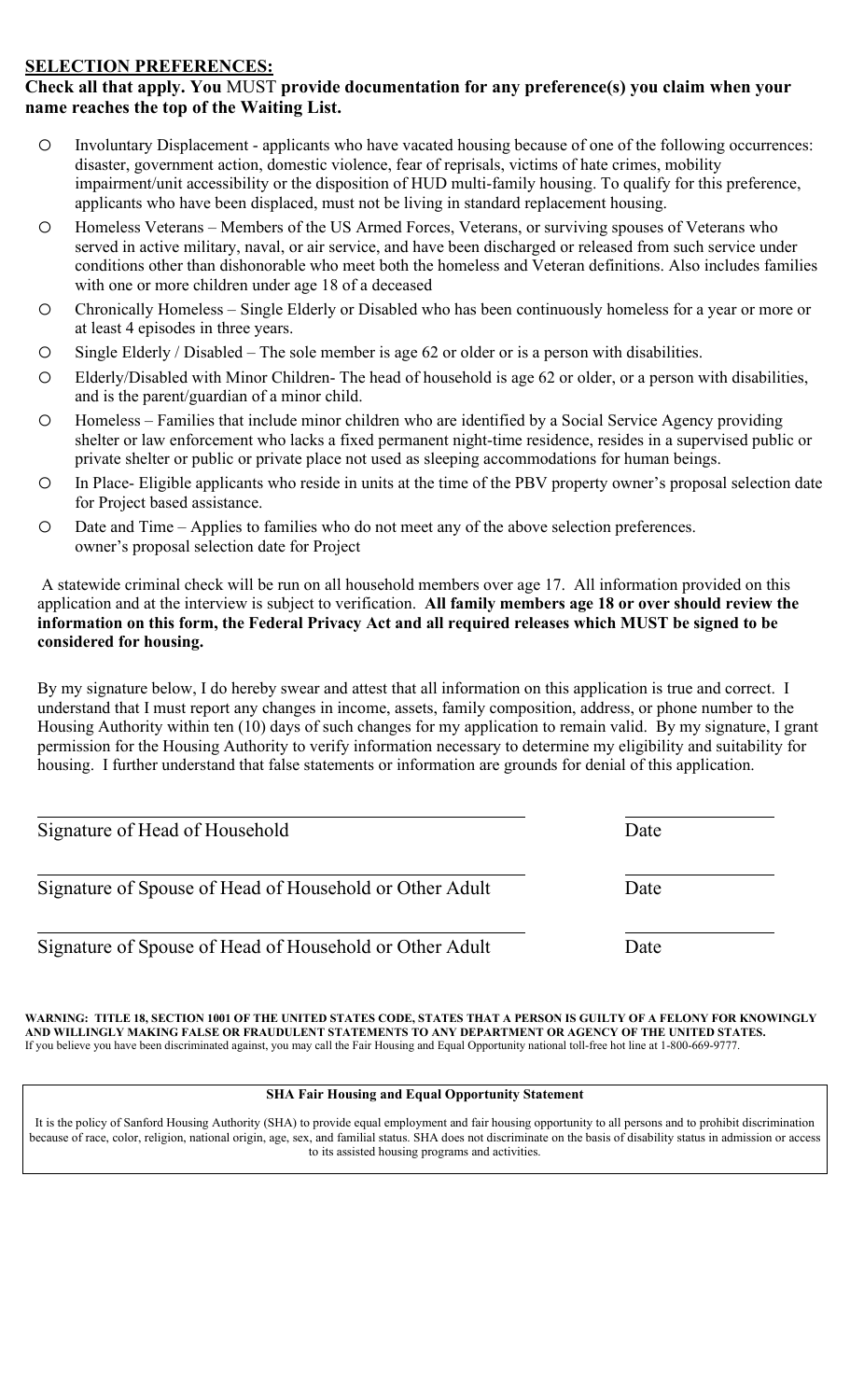**SELECTION PREFERENCES:**

**Check all that apply. You** MUST **provide documentation for any preference(s) you claim when your name reaches the top of the Waiting List.**

- ○ Involuntary Displacement - applicants who have vacated housing because of one of the following occurrences: disaster, government action, domestic violence, fear of reprisals, victims of hate crimes, mobility impairment/unit accessibility or the disposition of HUD multi-family housing. To qualify for this preference, applicants who have been displaced, must not be living in standard replacement housing.
- ○ Homeless Veterans – Members of the US Armed Forces, Veterans, or surviving spouses of Veterans who served in active military, naval, or air service, and have been discharged or released from such service under conditions other than dishonorable who meet both the homeless and Veteran definitions. Also includes families with one or more children under age 18 of a deceased
- ○ Chronically Homeless – Single Elderly or Disabled who has been continuously homeless for a year or more or at least 4 episodes in three years.
- ○ Single Elderly / Disabled – The sole member is age 62 or older or is a person with disabilities.
- ○ Elderly/Disabled with Minor Children- The head of household is age 62 or older, or a person with disabilities, and is the parent/guardian of a minor child.
- ○ Homeless – Families that include minor children who are identified by a Social Service Agency providing shelter or law enforcement who lacks a fixed permanent night-time residence, resides in a supervised public or private shelter or public or private place not used as sleeping accommodations for human beings.
- ○ In Place- Eligible applicants who reside in units at the time of the PBV property owner's proposal selection date for Project based assistance.
- ○ Date and Time – Applies to families who do not meet any of the above selection preferences.
  owner's proposal selection date for Project

A statewide criminal check will be run on all household members over age 17. All information provided on this application and at the interview is subject to verification. **All family members age 18 or over should review the information on this form, the Federal Privacy Act and all required releases which MUST be signed to be considered for housing.**

By my signature below, I do hereby swear and attest that all information on this application is true and correct. I understand that I must report any changes in income, assets, family composition, address, or phone number to the Housing Authority within ten (10) days of such changes for my application to remain valid. By my signature, I grant permission for the Housing Authority to verify information necessary to determine my eligibility and suitability for housing. I further understand that false statements or information are grounds for denial of this application.

\_\_\_\_\_\_\_\_\_\_\_\_\_\_\_\_\_\_\_\_\_\_\_\_\_\_\_\_\_\_\_\_\_\_\_\_\_\_\_\_ \_\_\_\_\_\_\_\_\_\_\_\_
Signature of Head of Household Date

\_\_\_\_\_\_\_\_\_\_\_\_\_\_\_\_\_\_\_\_\_\_\_\_\_\_\_\_\_\_\_\_\_\_\_\_\_\_\_\_ \_\_\_\_\_\_\_\_\_\_\_\_
Signature of Spouse of Head of Household or Other Adult Date

\_\_\_\_\_\_\_\_\_\_\_\_\_\_\_\_\_\_\_\_\_\_\_\_\_\_\_\_\_\_\_\_\_\_\_\_\_\_\_\_ \_\_\_\_\_\_\_\_\_\_\_\_
Signature of Spouse of Head of Household or Other Adult Date

**WARNING: TITLE 18, SECTION 1001 OF THE UNITED STATES CODE, STATES THAT A PERSON IS GUILTY OF A FELONY FOR KNOWINGLY AND WILLINGLY MAKING FALSE OR FRAUDULENT STATEMENTS TO ANY DEPARTMENT OR AGENCY OF THE UNITED STATES.**
If you believe you have been discriminated against, you may call the Fair Housing and Equal Opportunity national toll-free hot line at 1-800-669-9777.

**SHA Fair Housing and Equal Opportunity Statement**

It is the policy of Sanford Housing Authority (SHA) to provide equal employment and fair housing opportunity to all persons and to prohibit discrimination because of race, color, religion, national origin, age, sex, and familial status. SHA does not discriminate on the basis of disability status in admission or access to its assisted housing programs and activities.